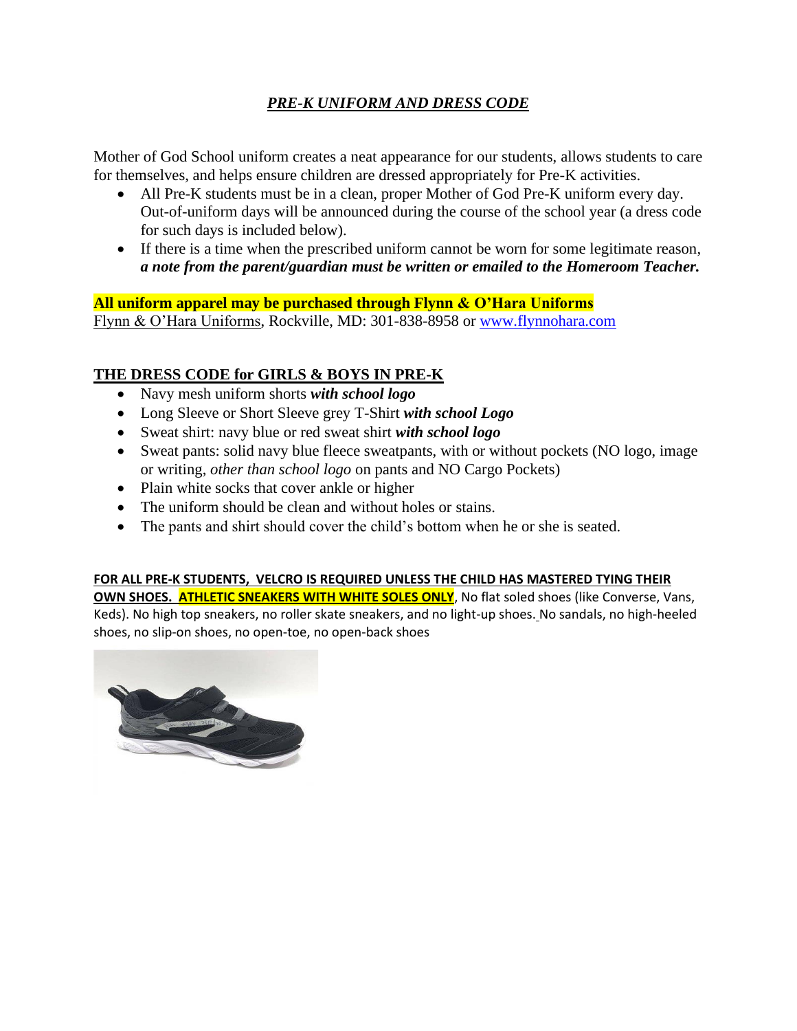## ***PRE-K UNIFORM AND DRESS CODE***

Mother of God School uniform creates a neat appearance for our students, allows students to care for themselves, and helps ensure children are dressed appropriately for Pre-K activities.

- All Pre-K students must be in a clean, proper Mother of God Pre-K uniform every day. Out-of-uniform days will be announced during the course of the school year (a dress code for such days is included below).
- If there is a time when the prescribed uniform cannot be worn for some legitimate reason, ***a note from the parent/guardian must be written or emailed to the Homeroom Teacher.***

**All uniform apparel may be purchased through Flynn & O'Hara Uniforms**
Flynn & O'Hara Uniforms, Rockville, MD: 301-838-8958 or www.flynnohara.com

### THE DRESS CODE for GIRLS & BOYS IN PRE-K

- Navy mesh uniform shorts ***with school logo***
- Long Sleeve or Short Sleeve grey T-Shirt ***with school Logo***
- Sweat shirt: navy blue or red sweat shirt ***with school logo***
- Sweat pants: solid navy blue fleece sweatpants, with or without pockets (NO logo, image or writing, *other than school logo* on pants and NO Cargo Pockets)
- Plain white socks that cover ankle or higher
- The uniform should be clean and without holes or stains.
- The pants and shirt should cover the child's bottom when he or she is seated.

**FOR ALL PRE-K STUDENTS, VELCRO IS REQUIRED UNLESS THE CHILD HAS MASTERED TYING THEIR OWN SHOES. ATHLETIC SNEAKERS WITH WHITE SOLES ONLY**, No flat soled shoes (like Converse, Vans, Keds). No high top sneakers, no roller skate sneakers, and no light-up shoes. No sandals, no high-heeled shoes, no slip-on shoes, no open-toe, no open-back shoes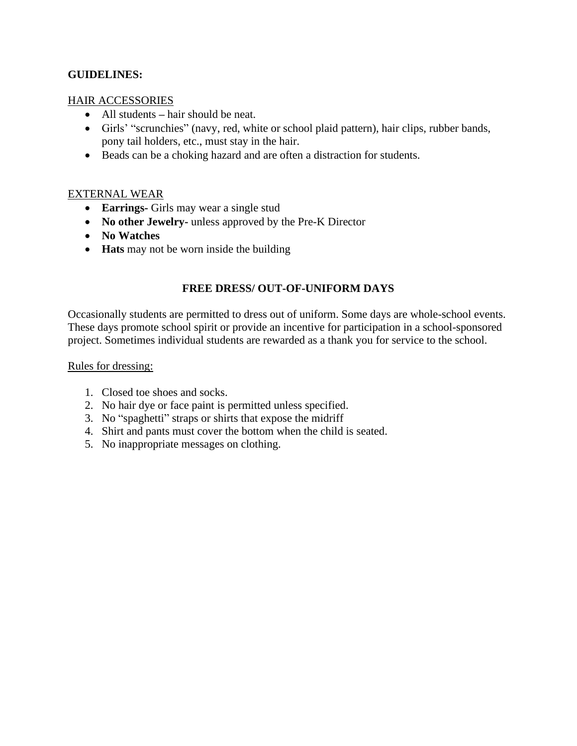**GUIDELINES:**

HAIR ACCESSORIES

- All students **–** hair should be neat.
- Girls' "scrunchies" (navy, red, white or school plaid pattern), hair clips, rubber bands, pony tail holders, etc., must stay in the hair.
- Beads can be a choking hazard and are often a distraction for students.

EXTERNAL WEAR

- **Earrings-** Girls may wear a single stud
- **No other Jewelry-** unless approved by the Pre-K Director
- **No Watches**
- **Hats** may not be worn inside the building

## FREE DRESS/ OUT-OF-UNIFORM DAYS

Occasionally students are permitted to dress out of uniform. Some days are whole-school events. These days promote school spirit or provide an incentive for participation in a school-sponsored project. Sometimes individual students are rewarded as a thank you for service to the school.

Rules for dressing:

1. Closed toe shoes and socks.
2. No hair dye or face paint is permitted unless specified.
3. No "spaghetti" straps or shirts that expose the midriff
4. Shirt and pants must cover the bottom when the child is seated.
5. No inappropriate messages on clothing.